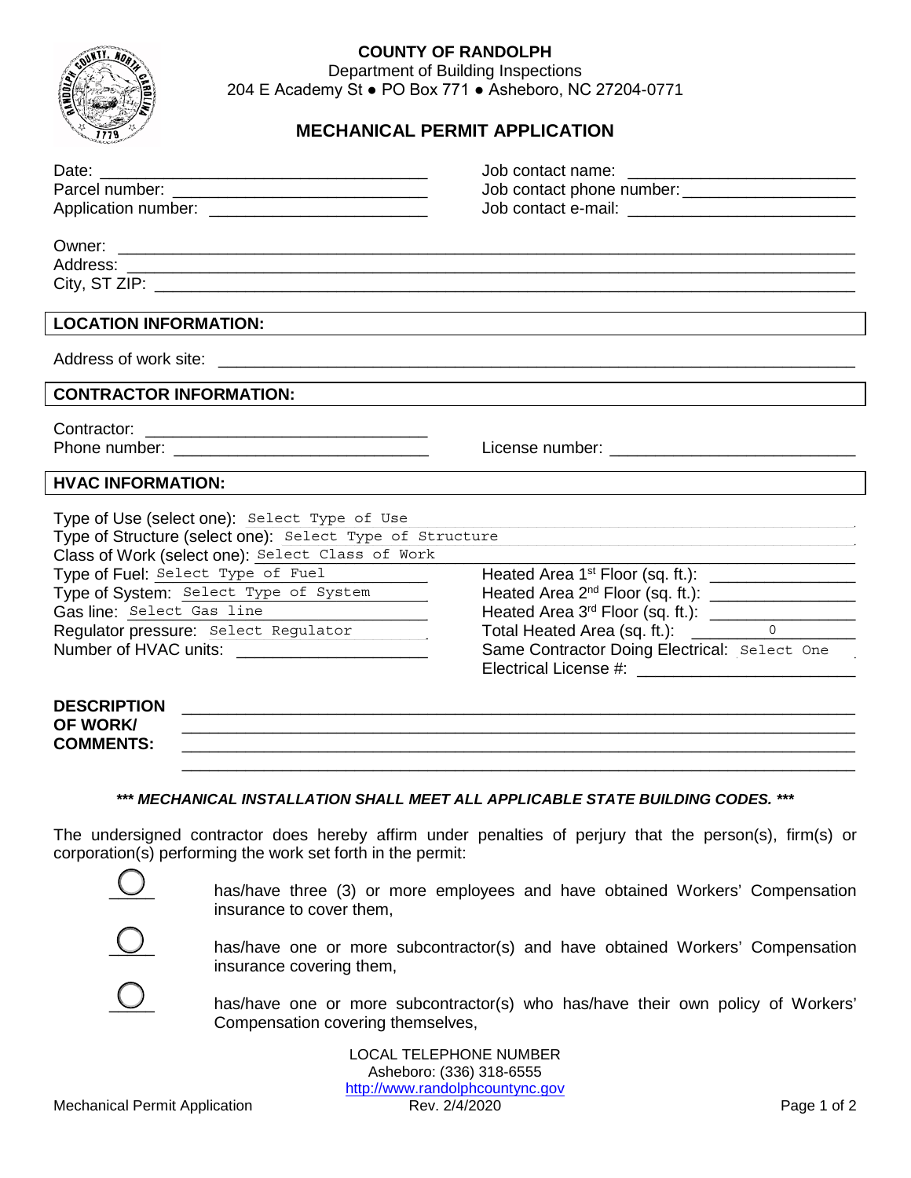**COUNTY OF RANDOLPH**
Department of Building Inspections
204 E Academy St ● PO Box 771 ● Asheboro, NC 27204-0771

# MECHANICAL PERMIT APPLICATION

Date: ____________________________________
Parcel number: ____________________________
Application number: ________________________

Job contact name: __________________________
Job contact phone number: ___________________
Job contact e-mail: _________________________

Owner: ________________________________________________________________________
Address: ______________________________________________________________________
City, ST ZIP: ____________________________________________________________________

## LOCATION INFORMATION:

Address of work site: ____________________________________________________________

## CONTRACTOR INFORMATION:

Contractor: ______________________________
Phone number: ____________________________
License number: __________________________

## HVAC INFORMATION:

Type of Use (select one): Select Type of Use
Type of Structure (select one): Select Type of Structure
Class of Work (select one): Select Class of Work
Type of Fuel: Select Type of Fuel
Type of System: Select Type of System
Gas line: Select Gas line
Regulator pressure: Select Regulator
Number of HVAC units: ____________________

Heated Area 1st Floor (sq. ft.): ________________
Heated Area 2nd Floor (sq. ft.): ________________
Heated Area 3rd Floor (sq. ft.): ________________
Total Heated Area (sq. ft.): 0
Same Contractor Doing Electrical: Select One
Electrical License #: ______________________

**DESCRIPTION OF WORK/ COMMENTS:** ________________________________________________________________
________________________________________________________________
________________________________________________________________
________________________________________________________________

***\*\*\* MECHANICAL INSTALLATION SHALL MEET ALL APPLICABLE STATE BUILDING CODES. \*\*\****

The undersigned contractor does hereby affirm under penalties of perjury that the person(s), firm(s) or corporation(s) performing the work set forth in the permit:

- ◯ has/have three (3) or more employees and have obtained Workers' Compensation insurance to cover them,
- ◯ has/have one or more subcontractor(s) and have obtained Workers' Compensation insurance covering them,
- ◯ has/have one or more subcontractor(s) who has/have their own policy of Workers' Compensation covering themselves,

LOCAL TELEPHONE NUMBER
Asheboro: (336) 318-6555
http://www.randolphcountync.gov

Mechanical Permit Application Rev. 2/4/2020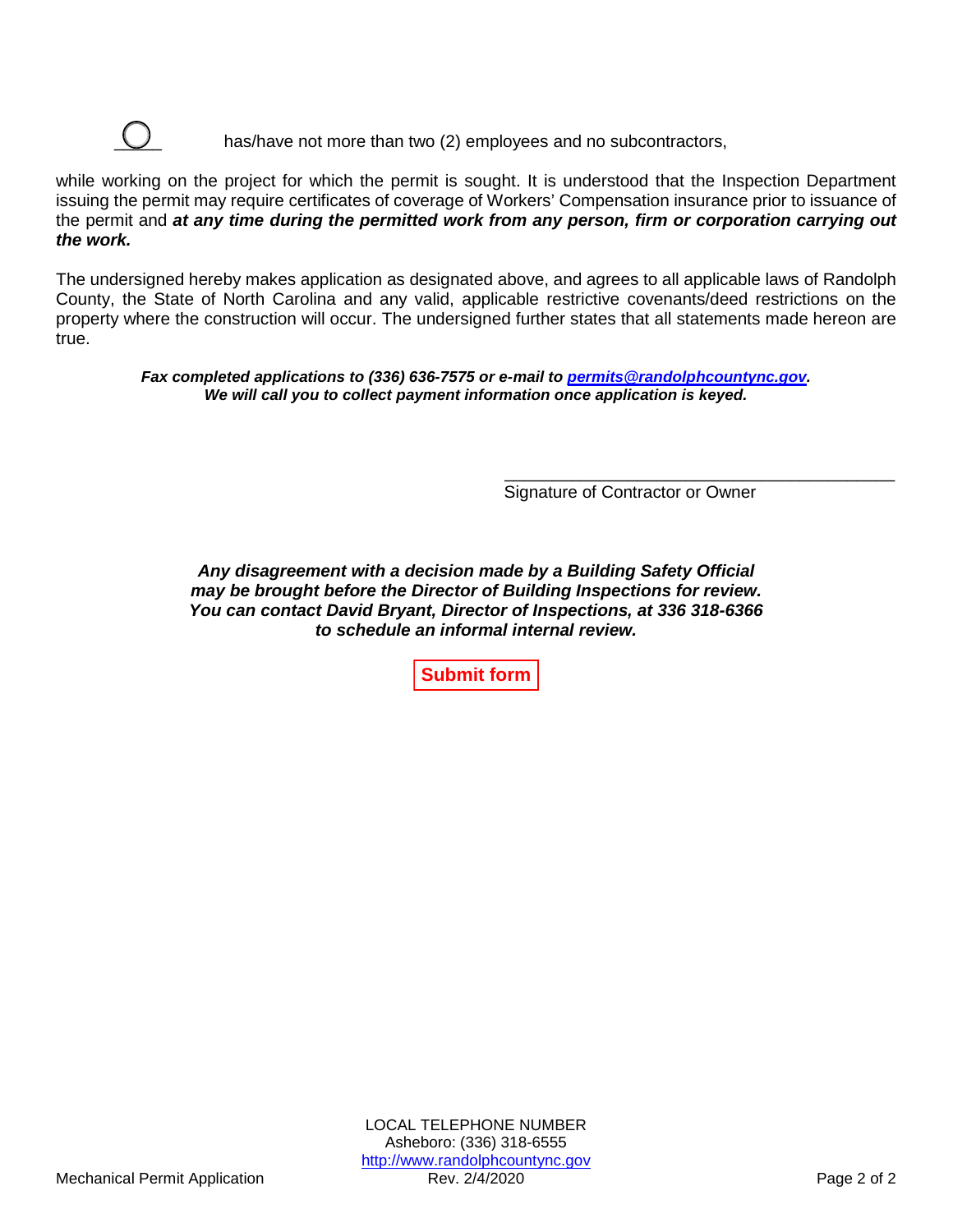◯ has/have not more than two (2) employees and no subcontractors,

while working on the project for which the permit is sought. It is understood that the Inspection Department issuing the permit may require certificates of coverage of Workers' Compensation insurance prior to issuance of the permit and ***at any time during the permitted work from any person, firm or corporation carrying out the work.***

The undersigned hereby makes application as designated above, and agrees to all applicable laws of Randolph County, the State of North Carolina and any valid, applicable restrictive covenants/deed restrictions on the property where the construction will occur. The undersigned further states that all statements made hereon are true.

***Fax completed applications to (336) 636-7575 or e-mail to [permits@randolphcountync.gov](mailto:permits@randolphcountync.gov).***
***We will call you to collect payment information once application is keyed.***

\_\_\_\_\_\_\_\_\_\_\_\_\_\_\_\_\_\_\_\_\_\_\_\_\_\_\_\_\_\_\_\_\_\_\_\_\_\_\_\_
Signature of Contractor or Owner

***Any disagreement with a decision made by a Building Safety Official may be brought before the Director of Building Inspections for review. You can contact David Bryant, Director of Inspections, at 336 318-6366 to schedule an informal internal review.***

**Submit form**

LOCAL TELEPHONE NUMBER
Asheboro: (336) 318-6555
http://www.randolphcountync.gov

Mechanical Permit Application — Rev. 2/4/2020